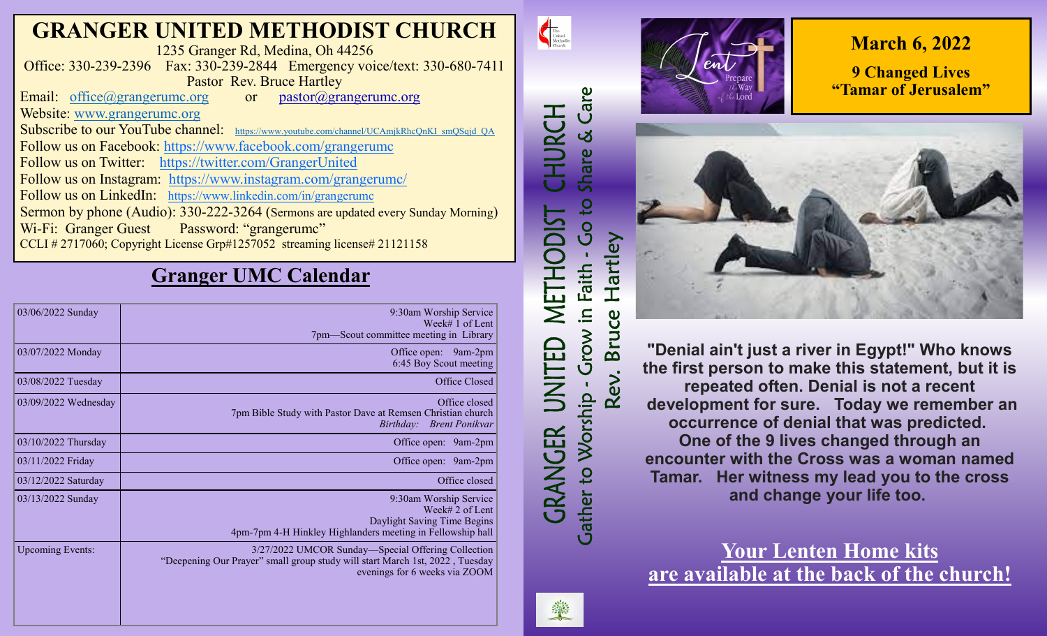# GRANGER UNITED METHODIST CHURCH

1235 Granger Rd, Medina, Oh 44256

Office: 330-239-2396 Fax: 330-239-2844 Emergency voice/text: 330-680-7411

Pastor Rev. Bruce Hartley

Email: office@grangerumc.org or pastor@grangerumc.org

Website: www.grangerumc.org

Subscribe to our YouTube channel: https://www.youtube.com/channel/UCAmjkRhcQnKI_smQSqjd_QA

Follow us on Facebook: https://www.facebook.com/grangerumc

Follow us on Twitter: https://twitter.com/GrangerUnited

Follow us on Instagram: https://www.instagram.com/grangerumc/

Follow us on LinkedIn: https://www.linkedin.com/in/grangerumc

Sermon by phone (Audio): 330-222-3264 (Sermons are updated every Sunday Morning)

Wi-Fi: Granger Guest Password: "grangerumc"

CCLI # 2717060; Copyright License Grp#1257052 streaming license# 21121158

## Granger UMC Calendar

| | |
|---|---|
| 03/06/2022 Sunday | 9:30am Worship Service<br>Week# 1 of Lent<br>7pm—Scout committee meeting in Library |
| 03/07/2022 Monday | Office open: 9am-2pm<br>6:45 Boy Scout meeting |
| 03/08/2022 Tuesday | Office Closed |
| 03/09/2022 Wednesday | Office closed<br>7pm Bible Study with Pastor Dave at Remsen Christian church<br>*Birthday: Brent Ponikvar* |
| 03/10/2022 Thursday | Office open: 9am-2pm |
| 03/11/2022 Friday | Office open: 9am-2pm |
| 03/12/2022 Saturday | Office closed |
| 03/13/2022 Sunday | 9:30am Worship Service<br>Week# 2 of Lent<br>Daylight Saving Time Begins<br>4pm-7pm 4-H Hinkley Highlanders meeting in Fellowship hall |
| Upcoming Events: | 3/27/2022 UMCOR Sunday—Special Offering Collection<br>"Deepening Our Prayer" small group study will start March 1st, 2022 , Tuesday evenings for 6 weeks via ZOOM |

GRANGER UNITED METHODIST CHURCH

Gather to Worship - Grow in Faith - Go to Share & Care

Rev. Bruce Hartley

## March 6, 2022

**9 Changed Lives**

**"Tamar of Jerusalem"**

**"Denial ain't just a river in Egypt!" Who knows the first person to make this statement, but it is repeated often. Denial is not a recent development for sure. Today we remember an occurrence of denial that was predicted. One of the 9 lives changed through an encounter with the Cross was a woman named Tamar. Her witness my lead you to the cross and change your life too.**

**Your Lenten Home kits are available at the back of the church!**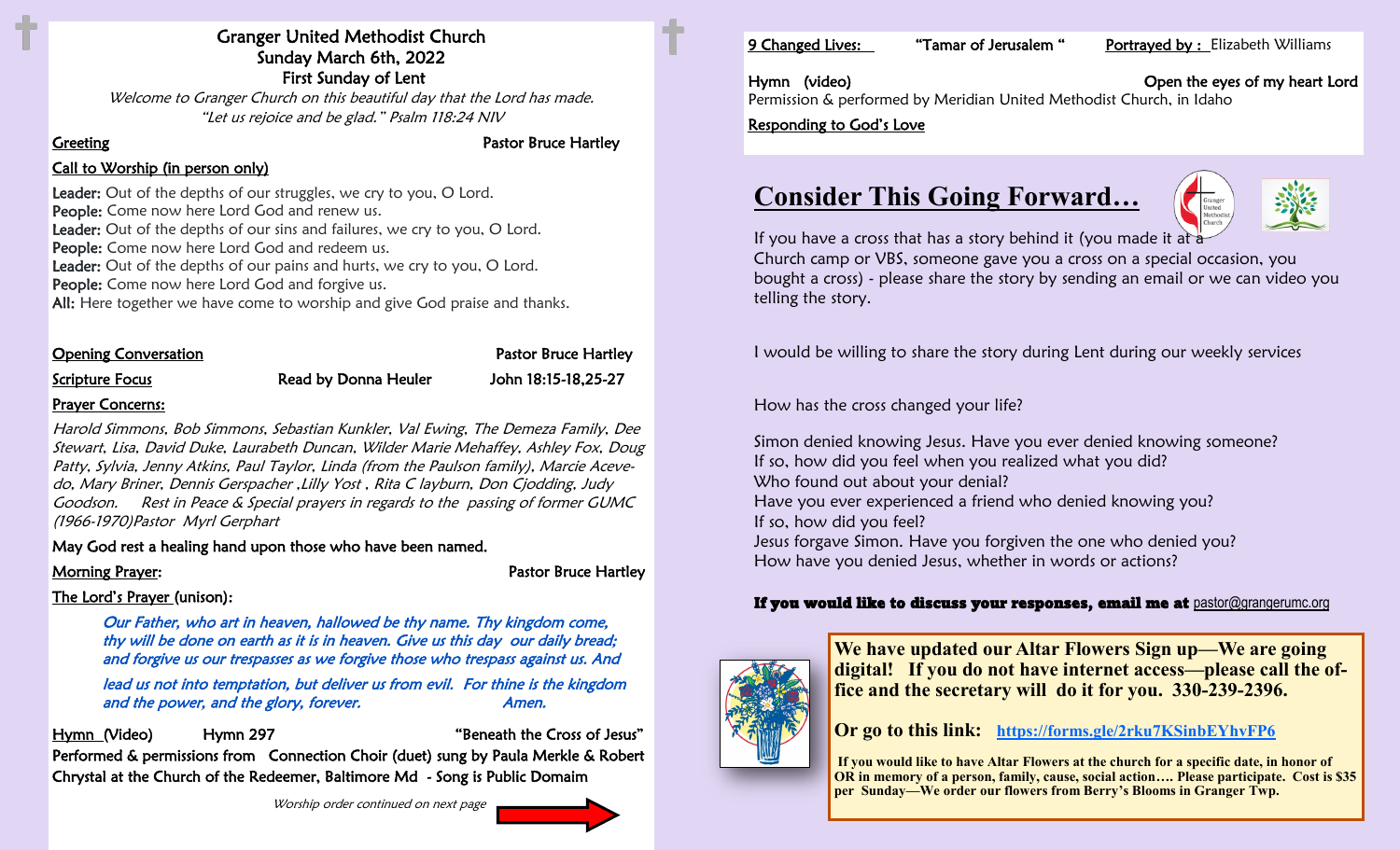Granger United Methodist Church
Sunday March 6th, 2022
First Sunday of Lent

*Welcome to Granger Church on this beautiful day that the Lord has made.*
*"Let us rejoice and be glad." Psalm 118:24 NIV*

Greeting — Pastor Bruce Hartley

Call to Worship (in person only)

**Leader:** Out of the depths of our struggles, we cry to you, O Lord.
**People:** Come now here Lord God and renew us.
**Leader:** Out of the depths of our sins and failures, we cry to you, O Lord.
**People:** Come now here Lord God and redeem us.
**Leader:** Out of the depths of our pains and hurts, we cry to you, O Lord.
**People:** Come now here Lord God and forgive us.
**All:** Here together we have come to worship and give God praise and thanks.

Opening Conversation — Pastor Bruce Hartley

Scripture Focus — Read by Donna Heuler — John 18:15-18,25-27

Prayer Concerns:

*Harold Simmons, Bob Simmons, Sebastian Kunkler, Val Ewing, The Demeza Family, Dee Stewart, Lisa, David Duke, Laurabeth Duncan, Wilder Marie Mehaffey, Ashley Fox, Doug Patty, Sylvia, Jenny Atkins, Paul Taylor, Linda (from the Paulson family), Marcie Aceve-do, Mary Briner, Dennis Gerspacher ,Lilly Yost , Rita C layburn, Don Cjodding, Judy Goodson. Rest in Peace & Special prayers in regards to the passing of former GUMC (1966-1970)Pastor Myrl Gerphart*

May God rest a healing hand upon those who have been named.

Morning Prayer: — Pastor Bruce Hartley

The Lord's Prayer (unison):

*Our Father, who art in heaven, hallowed be thy name. Thy kingdom come, thy will be done on earth as it is in heaven. Give us this day our daily bread; and forgive us our trespasses as we forgive those who trespass against us. And*

*lead us not into temptation, but deliver us from evil. For thine is the kingdom and the power, and the glory, forever. Amen.*

Hymn (Video) — Hymn 297 — "Beneath the Cross of Jesus"
Performed & permissions from Connection Choir (duet) sung by Paula Merkle & Robert Chrystal at the Church of the Redeemer, Baltimore Md - Song is Public Domain

*Worship order continued on next page*

9 Changed Lives: "Tamar of Jerusalem " Portrayed by : Elizabeth Williams

Hymn (video) — Open the eyes of my heart Lord
Permission & performed by Meridian United Methodist Church, in Idaho

Responding to God's Love

## Consider This Going Forward…

If you have a cross that has a story behind it (you made it at a Church camp or VBS, someone gave you a cross on a special occasion, you bought a cross) - please share the story by sending an email or we can video you telling the story.

I would be willing to share the story during Lent during our weekly services

How has the cross changed your life?

Simon denied knowing Jesus. Have you ever denied knowing someone?
If so, how did you feel when you realized what you did?
Who found out about your denial?
Have you ever experienced a friend who denied knowing you?
If so, how did you feel?
Jesus forgave Simon. Have you forgiven the one who denied you?
How have you denied Jesus, whether in words or actions?

**If you would like to discuss your responses, email me at** pastor@grangerumc.org

**We have updated our Altar Flowers Sign up—We are going digital! If you do not have internet access—please call the office and the secretary will do it for you. 330-239-2396.**

**Or go to this link: https://forms.gle/2rku7KSinbEYhvFP6**

**If you would like to have Altar Flowers at the church for a specific date, in honor of OR in memory of a person, family, cause, social action…. Please participate. Cost is $35 per Sunday—We order our flowers from Berry's Blooms in Granger Twp.**